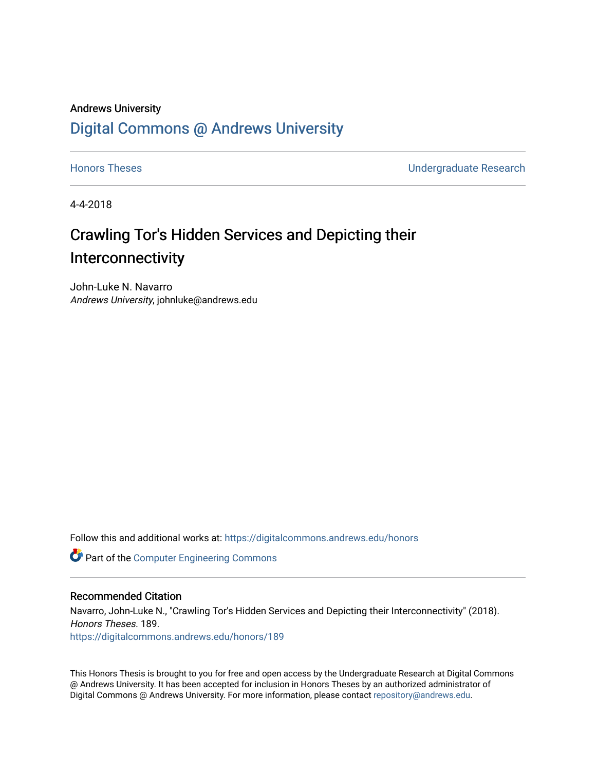Andrews University

# Digital Commons @ Andrews University

Honors Theses | Undergraduate Research

4-4-2018

# Crawling Tor's Hidden Services and Depicting their Interconnectivity

John-Luke N. Navarro
*Andrews University*, johnluke@andrews.edu

Follow this and additional works at: https://digitalcommons.andrews.edu/honors

Part of the Computer Engineering Commons

## Recommended Citation

Navarro, John-Luke N., "Crawling Tor's Hidden Services and Depicting their Interconnectivity" (2018). *Honors Theses*. 189.
https://digitalcommons.andrews.edu/honors/189

This Honors Thesis is brought to you for free and open access by the Undergraduate Research at Digital Commons @ Andrews University. It has been accepted for inclusion in Honors Theses by an authorized administrator of Digital Commons @ Andrews University. For more information, please contact repository@andrews.edu.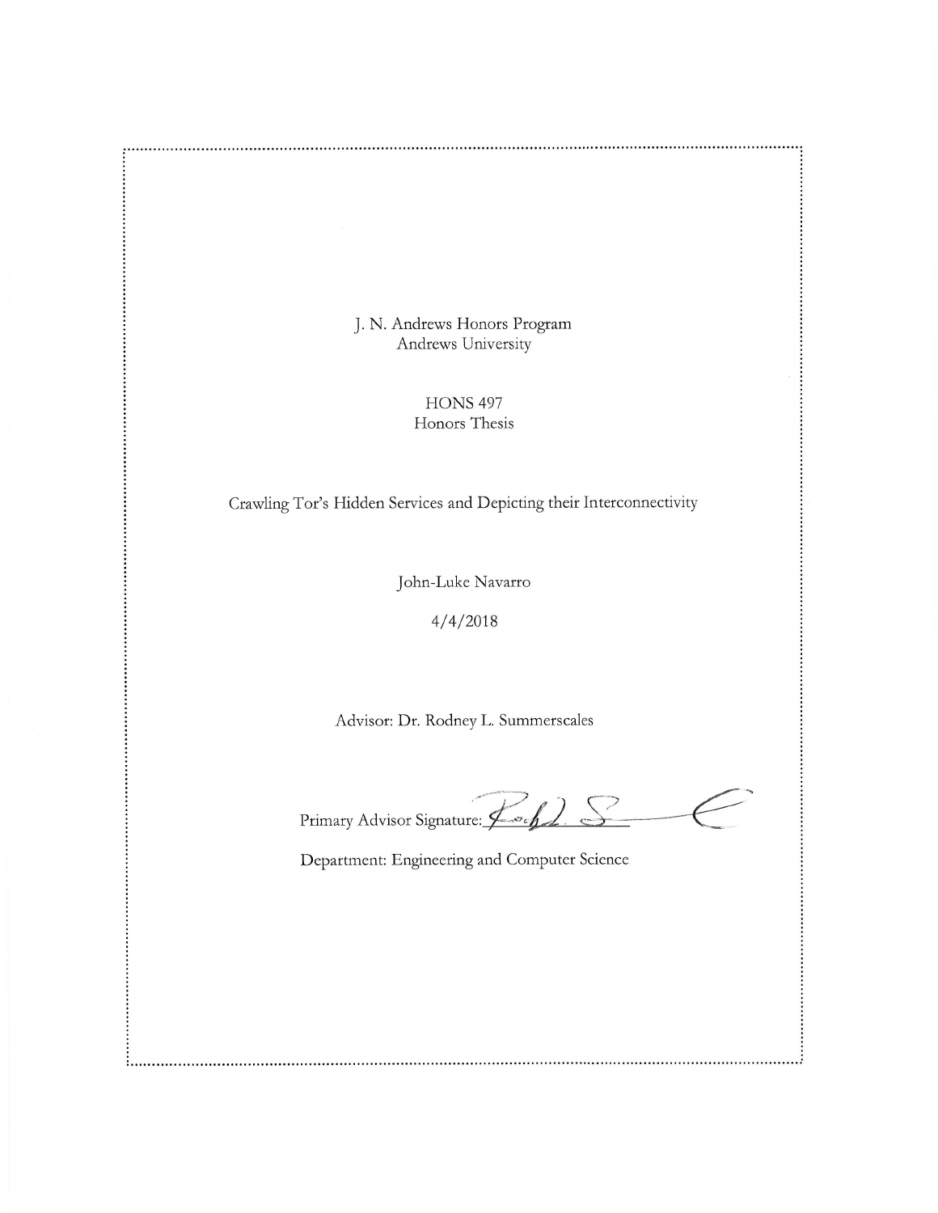J. N. Andrews Honors Program
Andrews University

HONS 497
Honors Thesis

Crawling Tor's Hidden Services and Depicting their Interconnectivity

John-Luke Navarro

4/4/2018

Advisor: Dr. Rodney L. Summerscales

Primary Advisor Signature: ____________________

Department: Engineering and Computer Science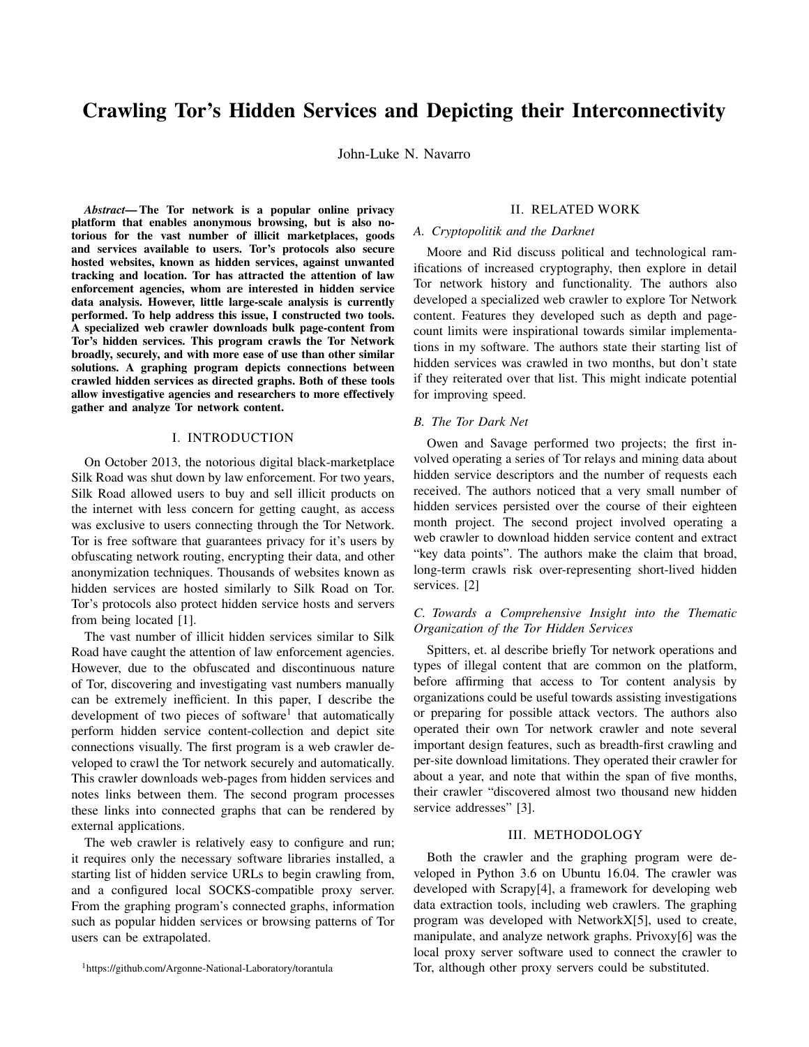# Crawling Tor's Hidden Services and Depicting their Interconnectivity

John-Luke N. Navarro

***Abstract*— The Tor network is a popular online privacy platform that enables anonymous browsing, but is also notorious for the vast number of illicit marketplaces, goods and services available to users. Tor's protocols also secure hosted websites, known as hidden services, against unwanted tracking and location. Tor has attracted the attention of law enforcement agencies, whom are interested in hidden service data analysis. However, little large-scale analysis is currently performed. To help address this issue, I constructed two tools. A specialized web crawler downloads bulk page-content from Tor's hidden services. This program crawls the Tor Network broadly, securely, and with more ease of use than other similar solutions. A graphing program depicts connections between crawled hidden services as directed graphs. Both of these tools allow investigative agencies and researchers to more effectively gather and analyze Tor network content.**

## I. INTRODUCTION

On October 2013, the notorious digital black-marketplace Silk Road was shut down by law enforcement. For two years, Silk Road allowed users to buy and sell illicit products on the internet with less concern for getting caught, as access was exclusive to users connecting through the Tor Network. Tor is free software that guarantees privacy for it's users by obfuscating network routing, encrypting their data, and other anonymization techniques. Thousands of websites known as hidden services are hosted similarly to Silk Road on Tor. Tor's protocols also protect hidden service hosts and servers from being located [1].

The vast number of illicit hidden services similar to Silk Road have caught the attention of law enforcement agencies. However, due to the obfuscated and discontinuous nature of Tor, discovering and investigating vast numbers manually can be extremely inefficient. In this paper, I describe the development of two pieces of software[1] that automatically perform hidden service content-collection and depict site connections visually. The first program is a web crawler developed to crawl the Tor network securely and automatically. This crawler downloads web-pages from hidden services and notes links between them. The second program processes these links into connected graphs that can be rendered by external applications.

The web crawler is relatively easy to configure and run; it requires only the necessary software libraries installed, a starting list of hidden service URLs to begin crawling from, and a configured local SOCKS-compatible proxy server. From the graphing program's connected graphs, information such as popular hidden services or browsing patterns of Tor users can be extrapolated.

[1] https://github.com/Argonne-National-Laboratory/torantula

## II. RELATED WORK

### A. Cryptopolitik and the Darknet

Moore and Rid discuss political and technological ramifications of increased cryptography, then explore in detail Tor network history and functionality. The authors also developed a specialized web crawler to explore Tor Network content. Features they developed such as depth and page-count limits were inspirational towards similar implementations in my software. The authors state their starting list of hidden services was crawled in two months, but don't state if they reiterated over that list. This might indicate potential for improving speed.

### B. The Tor Dark Net

Owen and Savage performed two projects; the first involved operating a series of Tor relays and mining data about hidden service descriptors and the number of requests each received. The authors noticed that a very small number of hidden services persisted over the course of their eighteen month project. The second project involved operating a web crawler to download hidden service content and extract "key data points". The authors make the claim that broad, long-term crawls risk over-representing short-lived hidden services. [2]

### C. Towards a Comprehensive Insight into the Thematic Organization of the Tor Hidden Services

Spitters, et. al describe briefly Tor network operations and types of illegal content that are common on the platform, before affirming that access to Tor content analysis by organizations could be useful towards assisting investigations or preparing for possible attack vectors. The authors also operated their own Tor network crawler and note several important design features, such as breadth-first crawling and per-site download limitations. They operated their crawler for about a year, and note that within the span of five months, their crawler "discovered almost two thousand new hidden service addresses" [3].

## III. METHODOLOGY

Both the crawler and the graphing program were developed in Python 3.6 on Ubuntu 16.04. The crawler was developed with Scrapy[4], a framework for developing web data extraction tools, including web crawlers. The graphing program was developed with NetworkX[5], used to create, manipulate, and analyze network graphs. Privoxy[6] was the local proxy server software used to connect the crawler to Tor, although other proxy servers could be substituted.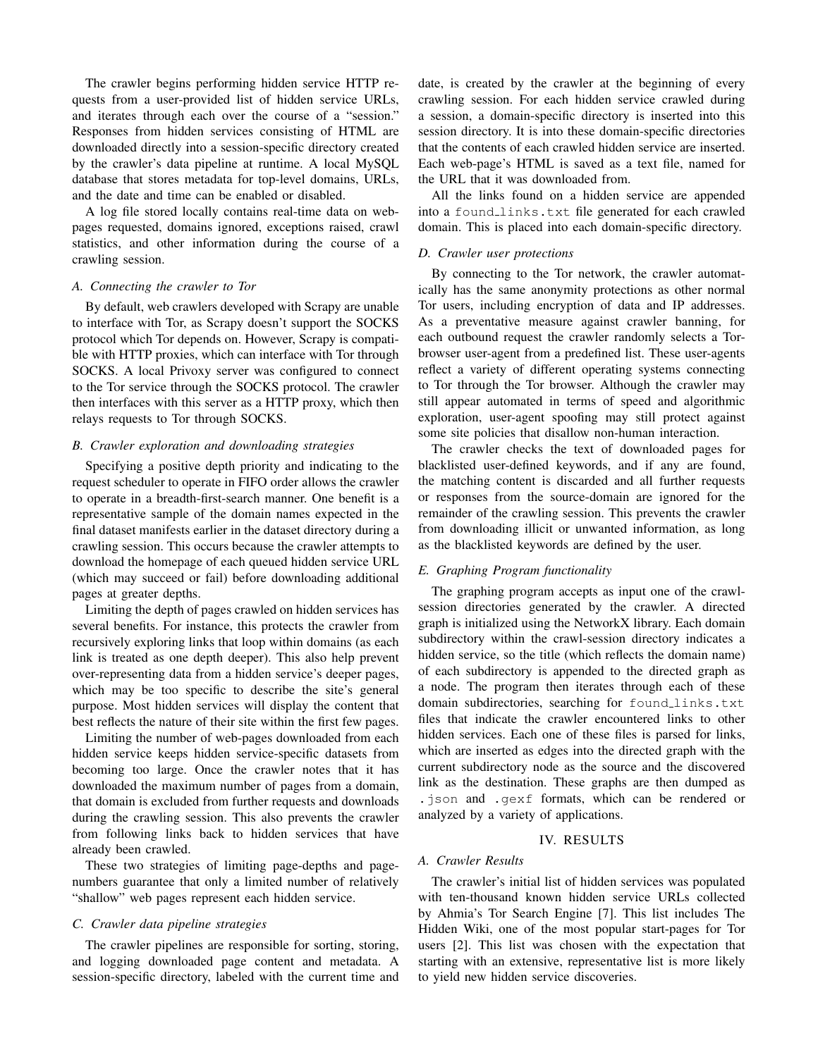The crawler begins performing hidden service HTTP requests from a user-provided list of hidden service URLs, and iterates through each over the course of a "session." Responses from hidden services consisting of HTML are downloaded directly into a session-specific directory created by the crawler's data pipeline at runtime. A local MySQL database that stores metadata for top-level domains, URLs, and the date and time can be enabled or disabled.

A log file stored locally contains real-time data on web-pages requested, domains ignored, exceptions raised, crawl statistics, and other information during the course of a crawling session.

### *A. Connecting the crawler to Tor*

By default, web crawlers developed with Scrapy are unable to interface with Tor, as Scrapy doesn't support the SOCKS protocol which Tor depends on. However, Scrapy is compatible with HTTP proxies, which can interface with Tor through SOCKS. A local Privoxy server was configured to connect to the Tor service through the SOCKS protocol. The crawler then interfaces with this server as a HTTP proxy, which then relays requests to Tor through SOCKS.

### *B. Crawler exploration and downloading strategies*

Specifying a positive depth priority and indicating to the request scheduler to operate in FIFO order allows the crawler to operate in a breadth-first-search manner. One benefit is a representative sample of the domain names expected in the final dataset manifests earlier in the dataset directory during a crawling session. This occurs because the crawler attempts to download the homepage of each queued hidden service URL (which may succeed or fail) before downloading additional pages at greater depths.

Limiting the depth of pages crawled on hidden services has several benefits. For instance, this protects the crawler from recursively exploring links that loop within domains (as each link is treated as one depth deeper). This also help prevent over-representing data from a hidden service's deeper pages, which may be too specific to describe the site's general purpose. Most hidden services will display the content that best reflects the nature of their site within the first few pages.

Limiting the number of web-pages downloaded from each hidden service keeps hidden service-specific datasets from becoming too large. Once the crawler notes that it has downloaded the maximum number of pages from a domain, that domain is excluded from further requests and downloads during the crawling session. This also prevents the crawler from following links back to hidden services that have already been crawled.

These two strategies of limiting page-depths and page-numbers guarantee that only a limited number of relatively "shallow" web pages represent each hidden service.

### *C. Crawler data pipeline strategies*

The crawler pipelines are responsible for sorting, storing, and logging downloaded page content and metadata. A session-specific directory, labeled with the current time and date, is created by the crawler at the beginning of every crawling session. For each hidden service crawled during a session, a domain-specific directory is inserted into this session directory. It is into these domain-specific directories that the contents of each crawled hidden service are inserted. Each web-page's HTML is saved as a text file, named for the URL that it was downloaded from.

All the links found on a hidden service are appended into a `found_links.txt` file generated for each crawled domain. This is placed into each domain-specific directory.

### *D. Crawler user protections*

By connecting to the Tor network, the crawler automatically has the same anonymity protections as other normal Tor users, including encryption of data and IP addresses. As a preventative measure against crawler banning, for each outbound request the crawler randomly selects a Tor-browser user-agent from a predefined list. These user-agents reflect a variety of different operating systems connecting to Tor through the Tor browser. Although the crawler may still appear automated in terms of speed and algorithmic exploration, user-agent spoofing may still protect against some site policies that disallow non-human interaction.

The crawler checks the text of downloaded pages for blacklisted user-defined keywords, and if any are found, the matching content is discarded and all further requests or responses from the source-domain are ignored for the remainder of the crawling session. This prevents the crawler from downloading illicit or unwanted information, as long as the blacklisted keywords are defined by the user.

### *E. Graphing Program functionality*

The graphing program accepts as input one of the crawl-session directories generated by the crawler. A directed graph is initialized using the NetworkX library. Each domain subdirectory within the crawl-session directory indicates a hidden service, so the title (which reflects the domain name) of each subdirectory is appended to the directed graph as a node. The program then iterates through each of these domain subdirectories, searching for `found_links.txt` files that indicate the crawler encountered links to other hidden services. Each one of these files is parsed for links, which are inserted as edges into the directed graph with the current subdirectory node as the source and the discovered link as the destination. These graphs are then dumped as `.json` and `.gexf` formats, which can be rendered or analyzed by a variety of applications.

## IV. RESULTS

### *A. Crawler Results*

The crawler's initial list of hidden services was populated with ten-thousand known hidden service URLs collected by Ahmia's Tor Search Engine [7]. This list includes The Hidden Wiki, one of the most popular start-pages for Tor users [2]. This list was chosen with the expectation that starting with an extensive, representative list is more likely to yield new hidden service discoveries.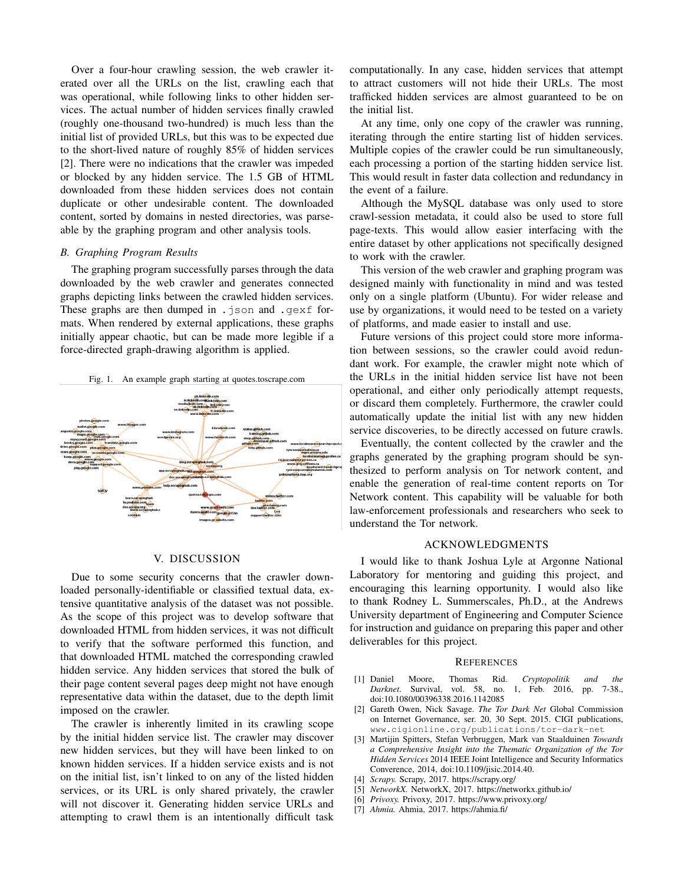Over a four-hour crawling session, the web crawler iterated over all the URLs on the list, crawling each that was operational, while following links to other hidden services. The actual number of hidden services finally crawled (roughly one-thousand two-hundred) is much less than the initial list of provided URLs, but this was to be expected due to the short-lived nature of roughly 85% of hidden services [2]. There were no indications that the crawler was impeded or blocked by any hidden service. The 1.5 GB of HTML downloaded from these hidden services does not contain duplicate or other undesirable content. The downloaded content, sorted by domains in nested directories, was parse-able by the graphing program and other analysis tools.

### B. Graphing Program Results

The graphing program successfully parses through the data downloaded by the web crawler and generates connected graphs depicting links between the crawled hidden services. These graphs are then dumped in `.json` and `.gexf` formats. When rendered by external applications, these graphs initially appear chaotic, but can be made more legible if a force-directed graph-drawing algorithm is applied.

Fig. 1. An example graph starting at quotes.toscrape.com

## V. Discussion

Due to some security concerns that the crawler downloaded personally-identifiable or classified textual data, extensive quantitative analysis of the dataset was not possible. As the scope of this project was to develop software that downloaded HTML from hidden services, it was not difficult to verify that the software performed this function, and that downloaded HTML matched the corresponding crawled hidden service. Any hidden services that stored the bulk of their page content several pages deep might not have enough representative data within the dataset, due to the depth limit imposed on the crawler.

The crawler is inherently limited in its crawling scope by the initial hidden service list. The crawler may discover new hidden services, but they will have been linked to on known hidden services. If a hidden service exists and is not on the initial list, isn't linked to on any of the listed hidden services, or its URL is only shared privately, the crawler will not discover it. Generating hidden service URLs and attempting to crawl them is an intentionally difficult task computationally. In any case, hidden services that attempt to attract customers will not hide their URLs. The most trafficked hidden services are almost guaranteed to be on the initial list.

At any time, only one copy of the crawler was running, iterating through the entire starting list of hidden services. Multiple copies of the crawler could be run simultaneously, each processing a portion of the starting hidden service list. This would result in faster data collection and redundancy in the event of a failure.

Although the MySQL database was only used to store crawl-session metadata, it could also be used to store full page-texts. This would allow easier interfacing with the entire dataset by other applications not specifically designed to work with the crawler.

This version of the web crawler and graphing program was designed mainly with functionality in mind and was tested only on a single platform (Ubuntu). For wider release and use by organizations, it would need to be tested on a variety of platforms, and made easier to install and use.

Future versions of this project could store more information between sessions, so the crawler could avoid redundant work. For example, the crawler might note which of the URLs in the initial hidden service list have not been operational, and either only periodically attempt requests, or discard them completely. Furthermore, the crawler could automatically update the initial list with any new hidden service discoveries, to be directly accessed on future crawls.

Eventually, the content collected by the crawler and the graphs generated by the graphing program should be synthesized to perform analysis on Tor network content, and enable the generation of real-time content reports on Tor Network content. This capability will be valuable for both law-enforcement professionals and researchers who seek to understand the Tor network.

## Acknowledgments

I would like to thank Joshua Lyle at Argonne National Laboratory for mentoring and guiding this project, and encouraging this learning opportunity. I would also like to thank Rodney L. Summerscales, Ph.D., at the Andrews University department of Engineering and Computer Science for instruction and guidance on preparing this paper and other deliverables for this project.

## References

[1] Daniel Moore, Thomas Rid. *Cryptopolitik and the Darknet*. Survival, vol. 58, no. 1, Feb. 2016, pp. 7-38., doi:10.1080/00396338.2016.1142085

[2] Gareth Owen, Nick Savage. *The Tor Dark Net* Global Commission on Internet Governance, ser. 20, 30 Sept. 2015. CIGI publications, `www.cigionline.org/publications/tor-dark-net`

[3] Martijin Spitters, Stefan Verbruggen, Mark van Staalduinen *Towards a Comprehensive Insight into the Thematic Organization of the Tor Hidden Services* 2014 IEEE Joint Intelligence and Security Informatics Converence, 2014, doi:10.1109/jisic.2014.40.

[4] *Scrapy.* Scrapy, 2017. https://scrapy.org/

[5] *NetworkX.* NetworkX, 2017. https://networkx.github.io/

[6] *Privoxy.* Privoxy, 2017. https://www.privoxy.org/

[7] *Ahmia.* Ahmia, 2017. https://ahmia.fi/